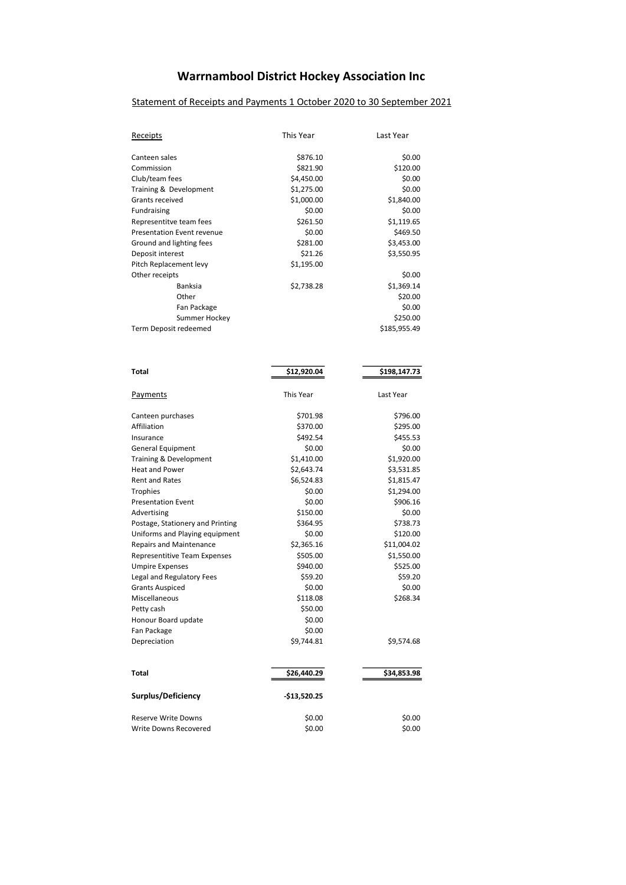# Warrnambool District Hockey Association Inc

## Statement of Receipts and Payments 1 October 2020 to 30 September 2021

| Receipts | This Year | Last Year |
|---|---|---|
| Canteen sales | $876.10 | $0.00 |
| Commission | $821.90 | $120.00 |
| Club/team fees | $4,450.00 | $0.00 |
| Training & Development | $1,275.00 | $0.00 |
| Grants received | $1,000.00 | $1,840.00 |
| Fundraising | $0.00 | $0.00 |
| Representitve team fees | $261.50 | $1,119.65 |
| Presentation Event revenue | $0.00 | $469.50 |
| Ground and lighting fees | $281.00 | $3,453.00 |
| Deposit interest | $21.26 | $3,550.95 |
| Pitch Replacement levy | $1,195.00 | |
| Other receipts | | $0.00 |
| Banksia | $2,738.28 | $1,369.14 |
| Other | | $20.00 |
| Fan Package | | $0.00 |
| Summer Hockey | | $250.00 |
| Term Deposit redeemed | | $185,955.49 |
| **Total** | **$12,920.04** | **$198,147.73** |

| Payments | This Year | Last Year |
|---|---|---|
| Canteen purchases | $701.98 | $796.00 |
| Affiliation | $370.00 | $295.00 |
| Insurance | $492.54 | $455.53 |
| General Equipment | $0.00 | $0.00 |
| Training & Development | $1,410.00 | $1,920.00 |
| Heat and Power | $2,643.74 | $3,531.85 |
| Rent and Rates | $6,524.83 | $1,815.47 |
| Trophies | $0.00 | $1,294.00 |
| Presentation Event | $0.00 | $906.16 |
| Advertising | $150.00 | $0.00 |
| Postage, Stationery and Printing | $364.95 | $738.73 |
| Uniforms and Playing equipment | $0.00 | $120.00 |
| Repairs and Maintenance | $2,365.16 | $11,004.02 |
| Representitive Team Expenses | $505.00 | $1,550.00 |
| Umpire Expenses | $940.00 | $525.00 |
| Legal and Regulatory Fees | $59.20 | $59.20 |
| Grants Auspiced | $0.00 | $0.00 |
| Miscellaneous | $118.08 | $268.34 |
| Petty cash | $50.00 | |
| Honour Board update | $0.00 | |
| Fan Package | $0.00 | |
| Depreciation | $9,744.81 | $9,574.68 |
| **Total** | **$26,440.29** | **$34,853.98** |
| **Surplus/Deficiency** | **-$13,520.25** | |
| Reserve Write Downs | $0.00 | $0.00 |
| Write Downs Recovered | $0.00 | $0.00 |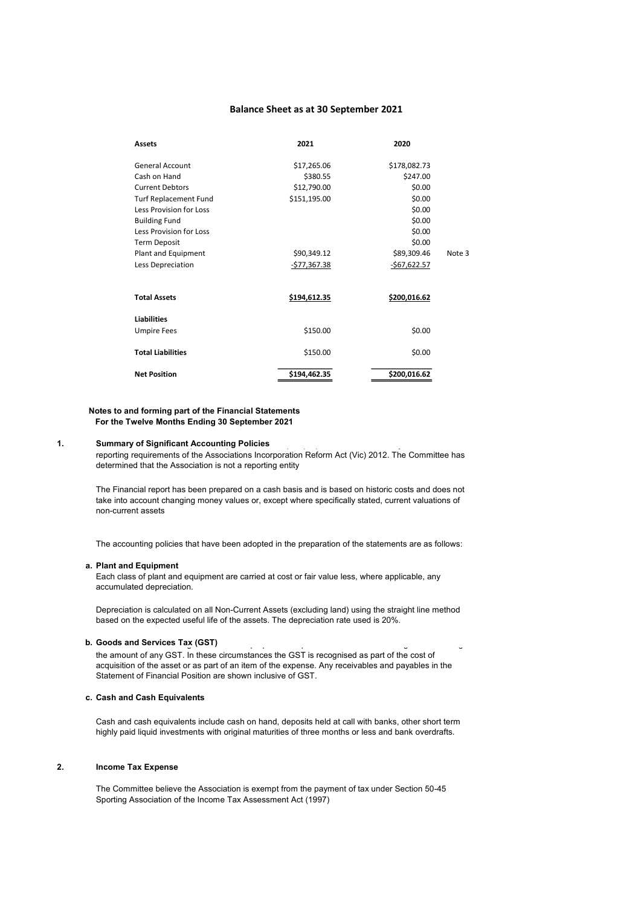## Balance Sheet as at 30 September 2021

| **Assets** | **2021** | **2020** | |
|---|---|---|---|
| General Account | $17,265.06 | $178,082.73 | |
| Cash on Hand | $380.55 | $247.00 | |
| Current Debtors | $12,790.00 | $0.00 | |
| Turf Replacement Fund | $151,195.00 | $0.00 | |
| Less Provision for Loss | | $0.00 | |
| Building Fund | | $0.00 | |
| Less Provision for Loss | | $0.00 | |
| Term Deposit | | $0.00 | |
| Plant and Equipment | $90,349.12 | $89,309.46 | Note 3 |
| Less Depreciation | -$77,367.38 | -$67,622.57 | |
| **Total Assets** | **$194,612.35** | **$200,016.62** | |
| **Liabilities** | | | |
| Umpire Fees | $150.00 | $0.00 | |
| **Total Liabilities** | $150.00 | $0.00 | |
| **Net Position** | **$194,462.35** | **$200,016.62** | |

**Notes to and forming part of the Financial Statements**
**For the Twelve Months Ending 30 September 2021**

**1. Summary of Significant Accounting Policies**

reporting requirements of the Associations Incorporation Reform Act (Vic) 2012. The Committee has determined that the Association is not a reporting entity

The Financial report has been prepared on a cash basis and is based on historic costs and does not take into account changing money values or, except where specifically stated, current valuations of non-current assets

The accounting policies that have been adopted in the preparation of the statements are as follows:

**a. Plant and Equipment**

Each class of plant and equipment are carried at cost or fair value less, where applicable, any accumulated depreciation.

Depreciation is calculated on all Non-Current Assets (excluding land) using the straight line method based on the expected useful life of the assets. The depreciation rate used is 20%.

**b. Goods and Services Tax (GST)**

the amount of any GST. In these circumstances the GST is recognised as part of the cost of acquisition of the asset or as part of an item of the expense. Any receivables and payables in the Statement of Financial Position are shown inclusive of GST.

**c. Cash and Cash Equivalents**

Cash and cash equivalents include cash on hand, deposits held at call with banks, other short term highly paid liquid investments with original maturities of three months or less and bank overdrafts.

**2. Income Tax Expense**

The Committee believe the Association is exempt from the payment of tax under Section 50-45 Sporting Association of the Income Tax Assessment Act (1997)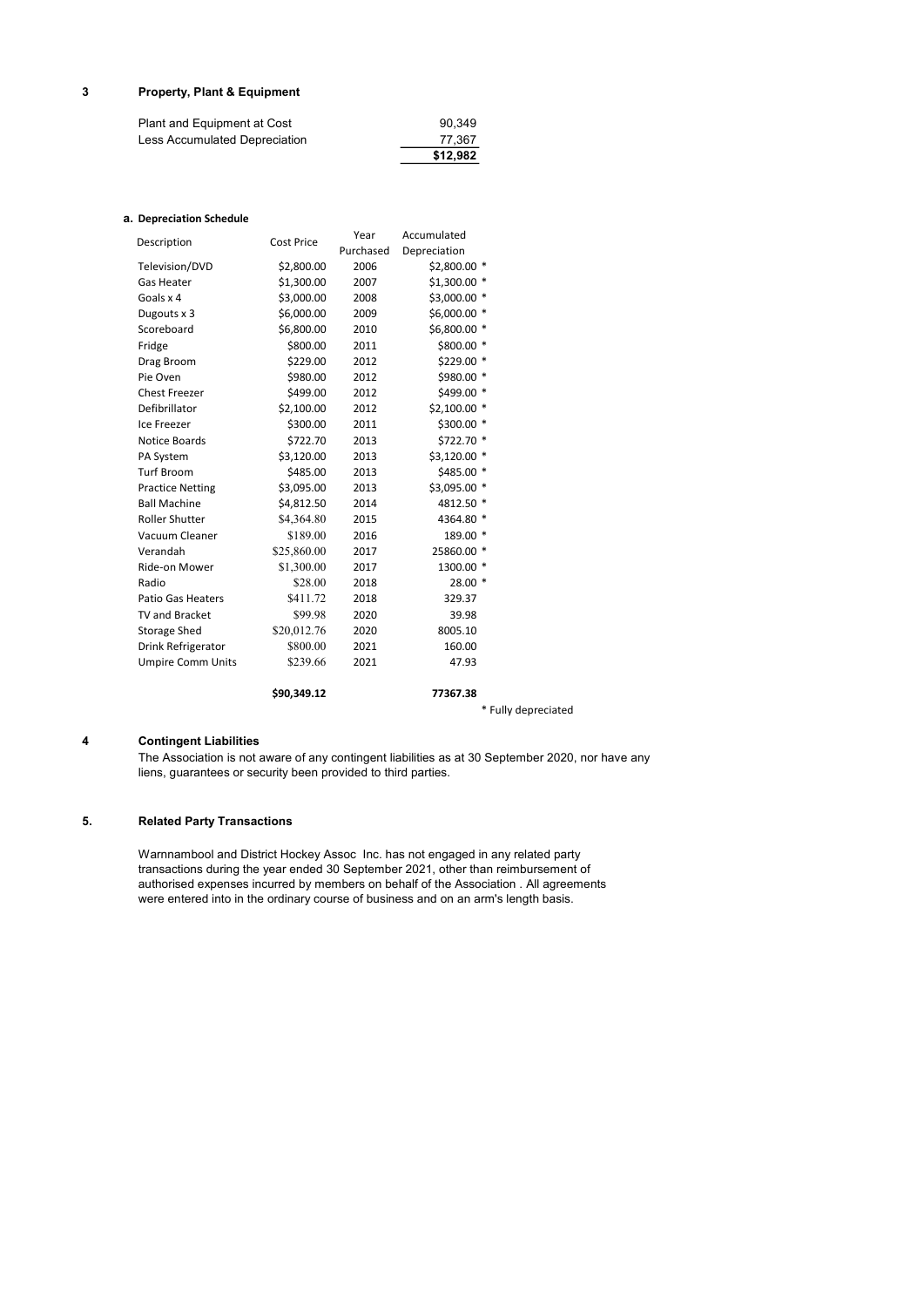## 3 Property, Plant & Equipment

| | |
|---|---|
| Plant and Equipment at Cost | 90,349 |
| Less Accumulated Depreciation | 77,367 |
| | **$12,982** |

### a. Depreciation Schedule

| Description | Cost Price | Year Purchased | Accumulated Depreciation | |
|---|---|---|---|---|
| Television/DVD | $2,800.00 | 2006 | $2,800.00 | * |
| Gas Heater | $1,300.00 | 2007 | $1,300.00 | * |
| Goals x 4 | $3,000.00 | 2008 | $3,000.00 | * |
| Dugouts x 3 | $6,000.00 | 2009 | $6,000.00 | * |
| Scoreboard | $6,800.00 | 2010 | $6,800.00 | * |
| Fridge | $800.00 | 2011 | $800.00 | * |
| Drag Broom | $229.00 | 2012 | $229.00 | * |
| Pie Oven | $980.00 | 2012 | $980.00 | * |
| Chest Freezer | $499.00 | 2012 | $499.00 | * |
| Defibrillator | $2,100.00 | 2012 | $2,100.00 | * |
| Ice Freezer | $300.00 | 2011 | $300.00 | * |
| Notice Boards | $722.70 | 2013 | $722.70 | * |
| PA System | $3,120.00 | 2013 | $3,120.00 | * |
| Turf Broom | $485.00 | 2013 | $485.00 | * |
| Practice Netting | $3,095.00 | 2013 | $3,095.00 | * |
| Ball Machine | $4,812.50 | 2014 | 4812.50 | * |
| Roller Shutter | $4,364.80 | 2015 | 4364.80 | * |
| Vacuum Cleaner | $189.00 | 2016 | 189.00 | * |
| Verandah | $25,860.00 | 2017 | 25860.00 | * |
| Ride-on Mower | $1,300.00 | 2017 | 1300.00 | * |
| Radio | $28.00 | 2018 | 28.00 | * |
| Patio Gas Heaters | $411.72 | 2018 | 329.37 | |
| TV and Bracket | $99.98 | 2020 | 39.98 | |
| Storage Shed | $20,012.76 | 2020 | 8005.10 | |
| Drink Refrigerator | $800.00 | 2021 | 160.00 | |
| Umpire Comm Units | $239.66 | 2021 | 47.93 | |
| | **$90,349.12** | | **77367.38** | |

\* Fully depreciated

## 4 Contingent Liabilities

The Association is not aware of any contingent liabilities as at 30 September 2020, nor have any liens, guarantees or security been provided to third parties.

## 5. Related Party Transactions

Warrnambool and District Hockey Assoc Inc. has not engaged in any related party transactions during the year ended 30 September 2021, other than reimbursement of authorised expenses incurred by members on behalf of the Association . All agreements were entered into in the ordinary course of business and on an arm's length basis.